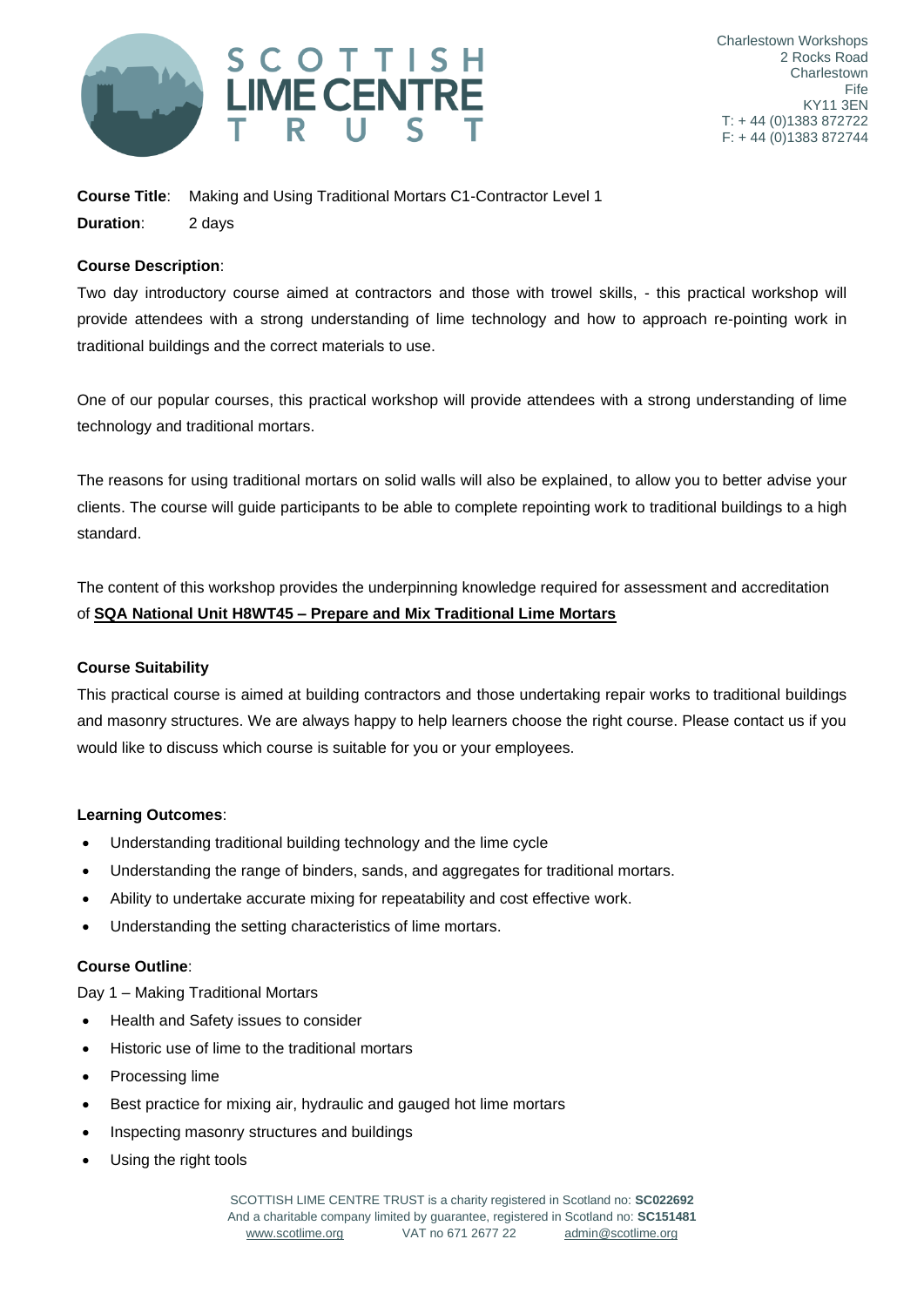Charlestown Workshops
2 Rocks Road
Charlestown
Fife
KY11 3EN
T: + 44 (0)1383 872722
F: + 44 (0)1383 872744

**Course Title**: Making and Using Traditional Mortars C1-Contractor Level 1

**Duration**: 2 days

**Course Description**:

Two day introductory course aimed at contractors and those with trowel skills, - this practical workshop will provide attendees with a strong understanding of lime technology and how to approach re-pointing work in traditional buildings and the correct materials to use.

One of our popular courses, this practical workshop will provide attendees with a strong understanding of lime technology and traditional mortars.

The reasons for using traditional mortars on solid walls will also be explained, to allow you to better advise your clients. The course will guide participants to be able to complete repointing work to traditional buildings to a high standard.

The content of this workshop provides the underpinning knowledge required for assessment and accreditation of **SQA National Unit H8WT45 – Prepare and Mix Traditional Lime Mortars**

**Course Suitability**

This practical course is aimed at building contractors and those undertaking repair works to traditional buildings and masonry structures. We are always happy to help learners choose the right course. Please contact us if you would like to discuss which course is suitable for you or your employees.

**Learning Outcomes**:

- Understanding traditional building technology and the lime cycle
- Understanding the range of binders, sands, and aggregates for traditional mortars.
- Ability to undertake accurate mixing for repeatability and cost effective work.
- Understanding the setting characteristics of lime mortars.

**Course Outline**:

Day 1 – Making Traditional Mortars

- Health and Safety issues to consider
- Historic use of lime to the traditional mortars
- Processing lime
- Best practice for mixing air, hydraulic and gauged hot lime mortars
- Inspecting masonry structures and buildings
- Using the right tools

SCOTTISH LIME CENTRE TRUST is a charity registered in Scotland no: **SC022692**
And a charitable company limited by guarantee, registered in Scotland no: **SC151481**
www.scotlime.org VAT no 671 2677 22 admin@scotlime.org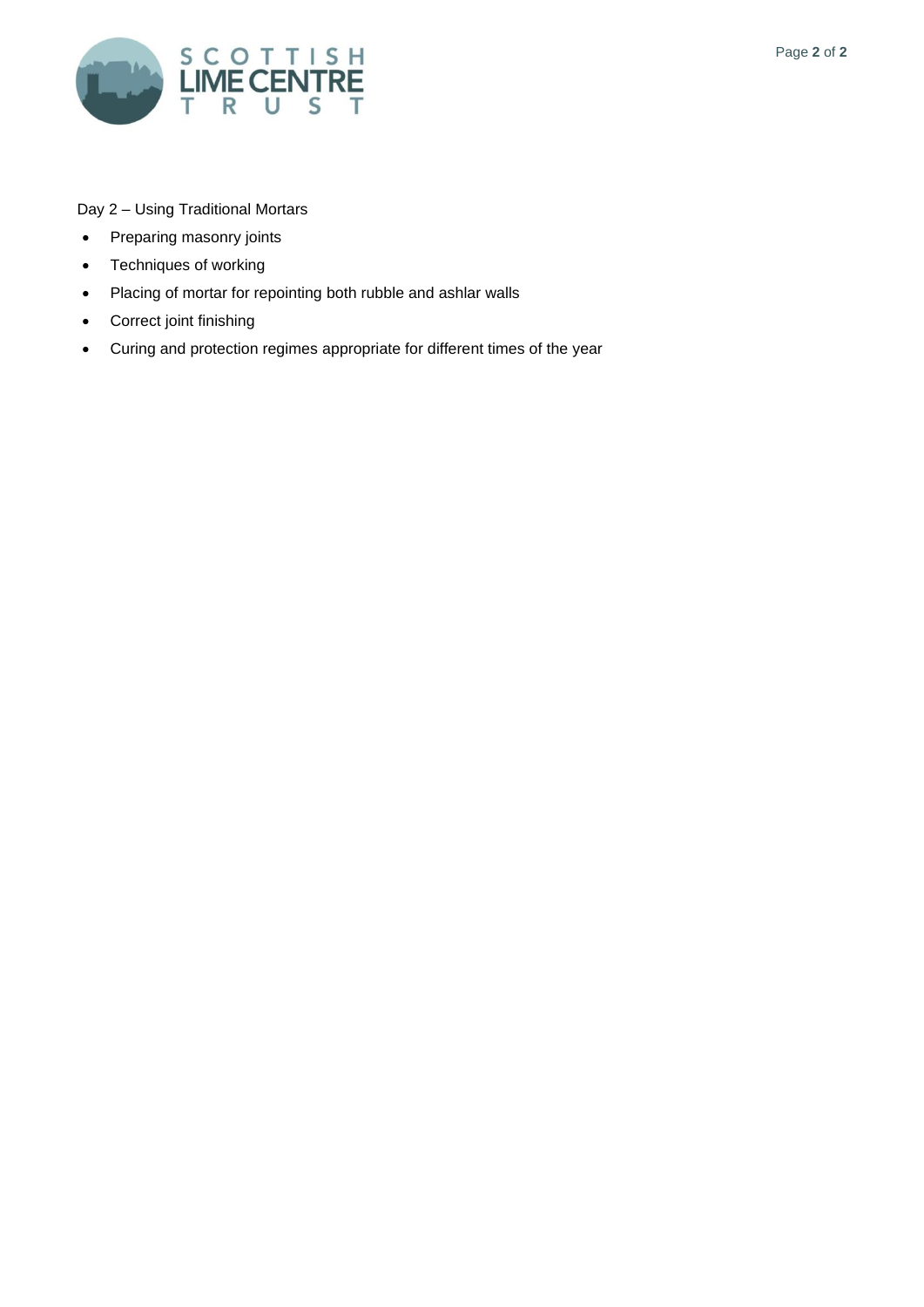Day 2 – Using Traditional Mortars

- Preparing masonry joints
- Techniques of working
- Placing of mortar for repointing both rubble and ashlar walls
- Correct joint finishing
- Curing and protection regimes appropriate for different times of the year